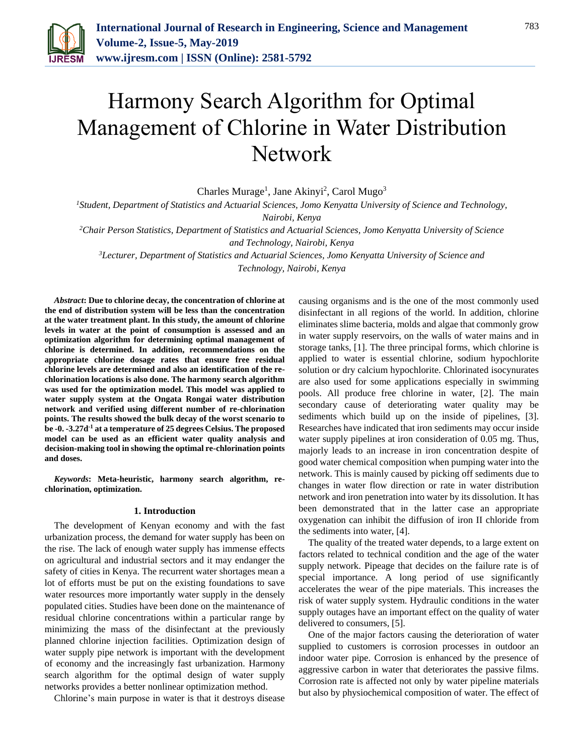# Harmony Search Algorithm for Optimal Management of Chlorine in Water Distribution Network

Charles Murage[1], Jane Akinyi[2], Carol Mugo[3]

[1]*Student, Department of Statistics and Actuarial Sciences, Jomo Kenyatta University of Science and Technology, Nairobi, Kenya*

[2]*Chair Person Statistics, Department of Statistics and Actuarial Sciences, Jomo Kenyatta University of Science and Technology, Nairobi, Kenya*

[3]*Lecturer, Department of Statistics and Actuarial Sciences, Jomo Kenyatta University of Science and Technology, Nairobi, Kenya*

***Abstract*: Due to chlorine decay, the concentration of chlorine at the end of distribution system will be less than the concentration at the water treatment plant. In this study, the amount of chlorine levels in water at the point of consumption is assessed and an optimization algorithm for determining optimal management of chlorine is determined. In addition, recommendations on the appropriate chlorine dosage rates that ensure free residual chlorine levels are determined and also an identification of the re-chlorination locations is also done. The harmony search algorithm was used for the optimization model. This model was applied to water supply system at the Ongata Rongai water distribution network and verified using different number of re-chlorination points. The results showed the bulk decay of the worst scenario to be -0. -3.27d$^{-1}$ at a temperature of 25 degrees Celsius. The proposed model can be used as an efficient water quality analysis and decision-making tool in showing the optimal re-chlorination points and doses.**

***Keywords*: Meta-heuristic, harmony search algorithm, re-chlorination, optimization.**

## 1. Introduction

The development of Kenyan economy and with the fast urbanization process, the demand for water supply has been on the rise. The lack of enough water supply has immense effects on agricultural and industrial sectors and it may endanger the safety of cities in Kenya. The recurrent water shortages mean a lot of efforts must be put on the existing foundations to save water resources more importantly water supply in the densely populated cities. Studies have been done on the maintenance of residual chlorine concentrations within a particular range by minimizing the mass of the disinfectant at the previously planned chlorine injection facilities. Optimization design of water supply pipe network is important with the development of economy and the increasingly fast urbanization. Harmony search algorithm for the optimal design of water supply networks provides a better nonlinear optimization method.

Chlorine's main purpose in water is that it destroys disease causing organisms and is the one of the most commonly used disinfectant in all regions of the world. In addition, chlorine eliminates slime bacteria, molds and algae that commonly grow in water supply reservoirs, on the walls of water mains and in storage tanks, [1]. The three principal forms, which chlorine is applied to water is essential chlorine, sodium hypochlorite solution or dry calcium hypochlorite. Chlorinated isocynurates are also used for some applications especially in swimming pools. All produce free chlorine in water, [2]. The main secondary cause of deteriorating water quality may be sediments which build up on the inside of pipelines, [3]. Researches have indicated that iron sediments may occur inside water supply pipelines at iron consideration of 0.05 mg. Thus, majorly leads to an increase in iron concentration despite of good water chemical composition when pumping water into the network. This is mainly caused by picking off sediments due to changes in water flow direction or rate in water distribution network and iron penetration into water by its dissolution. It has been demonstrated that in the latter case an appropriate oxygenation can inhibit the diffusion of iron II chloride from the sediments into water, [4].

The quality of the treated water depends, to a large extent on factors related to technical condition and the age of the water supply network. Pipeage that decides on the failure rate is of special importance. A long period of use significantly accelerates the wear of the pipe materials. This increases the risk of water supply system. Hydraulic conditions in the water supply outages have an important effect on the quality of water delivered to consumers, [5].

One of the major factors causing the deterioration of water supplied to customers is corrosion processes in outdoor an indoor water pipe. Corrosion is enhanced by the presence of aggressive carbon in water that deteriorates the passive films. Corrosion rate is affected not only by water pipeline materials but also by physiochemical composition of water. The effect of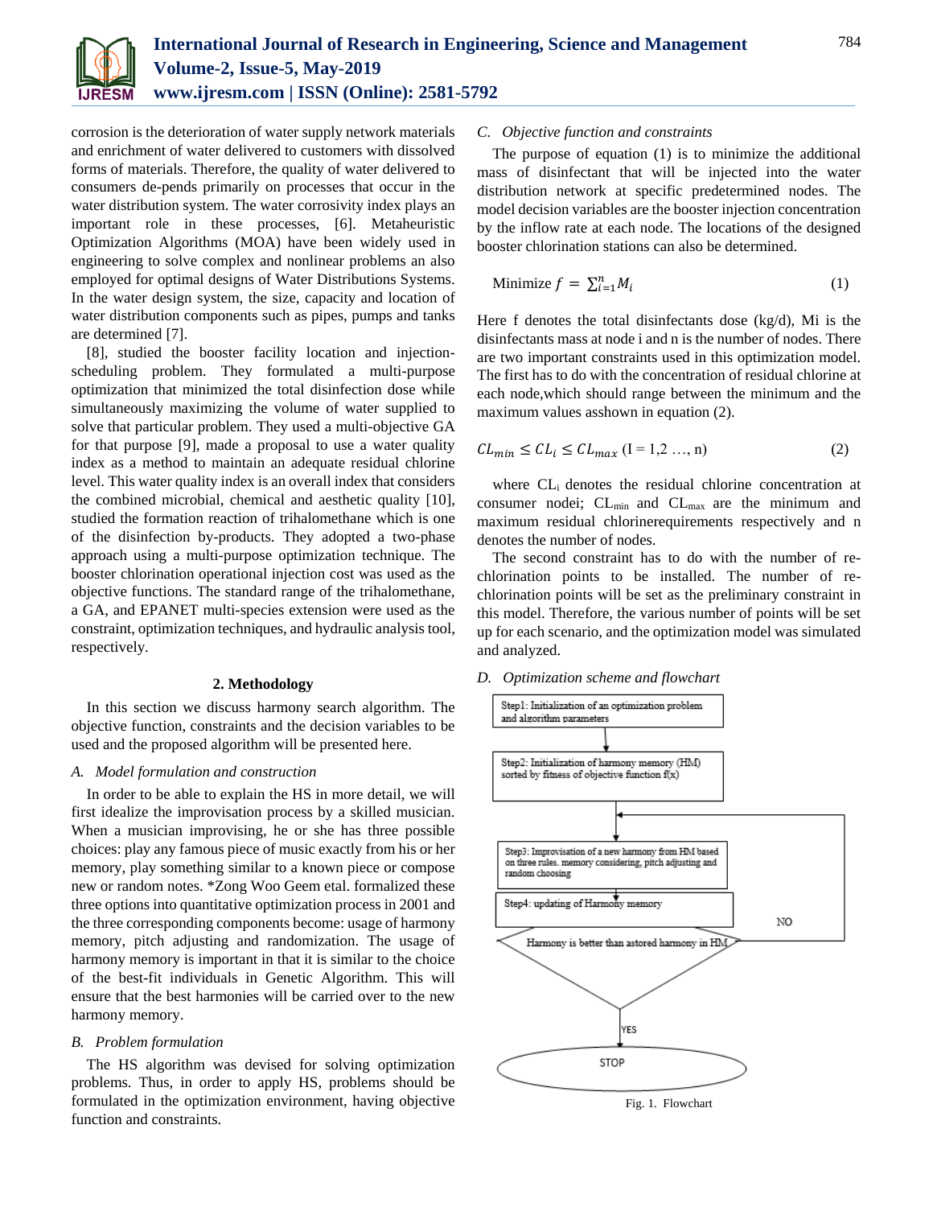corrosion is the deterioration of water supply network materials and enrichment of water delivered to customers with dissolved forms of materials. Therefore, the quality of water delivered to consumers de-pends primarily on processes that occur in the water distribution system. The water corrosivity index plays an important role in these processes, [6]. Metaheuristic Optimization Algorithms (MOA) have been widely used in engineering to solve complex and nonlinear problems an also employed for optimal designs of Water Distributions Systems. In the water design system, the size, capacity and location of water distribution components such as pipes, pumps and tanks are determined [7].

[8], studied the booster facility location and injection-scheduling problem. They formulated a multi-purpose optimization that minimized the total disinfection dose while simultaneously maximizing the volume of water supplied to solve that particular problem. They used a multi-objective GA for that purpose [9], made a proposal to use a water quality index as a method to maintain an adequate residual chlorine level. This water quality index is an overall index that considers the combined microbial, chemical and aesthetic quality [10], studied the formation reaction of trihalomethane which is one of the disinfection by-products. They adopted a two-phase approach using a multi-purpose optimization technique. The booster chlorination operational injection cost was used as the objective functions. The standard range of the trihalomethane, a GA, and EPANET multi-species extension were used as the constraint, optimization techniques, and hydraulic analysis tool, respectively.

## 2. Methodology

In this section we discuss harmony search algorithm. The objective function, constraints and the decision variables to be used and the proposed algorithm will be presented here.

### A. Model formulation and construction

In order to be able to explain the HS in more detail, we will first idealize the improvisation process by a skilled musician. When a musician improvising, he or she has three possible choices: play any famous piece of music exactly from his or her memory, play something similar to a known piece or compose new or random notes. *Zong Woo Geem etal. formalized these three options into quantitative optimization process in 2001 and the three corresponding components become: usage of harmony memory, pitch adjusting and randomization. The usage of harmony memory is important in that it is similar to the choice of the best-fit individuals in Genetic Algorithm. This will ensure that the best harmonies will be carried over to the new harmony memory.

### B. Problem formulation

The HS algorithm was devised for solving optimization problems. Thus, in order to apply HS, problems should be formulated in the optimization environment, having objective function and constraints.

### C. Objective function and constraints

The purpose of equation (1) is to minimize the additional mass of disinfectant that will be injected into the water distribution network at specific predetermined nodes. The model decision variables are the booster injection concentration by the inflow rate at each node. The locations of the designed booster chlorination stations can also be determined.

$$\text{Minimize } f = \sum_{i=1}^{n} M_i \quad (1)$$

Here f denotes the total disinfectants dose (kg/d), Mi is the disinfectants mass at node i and n is the number of nodes. There are two important constraints used in this optimization model. The first has to do with the concentration of residual chlorine at each node,which should range between the minimum and the maximum values asshown in equation (2).

$$CL_{min} \le CL_i \le CL_{max} \text{ (I = 1,2 …, n)} \quad (2)$$

where $CL_i$ denotes the residual chlorine concentration at consumer nodei; $CL_{min}$ and $CL_{max}$ are the minimum and maximum residual chlorinerequirements respectively and n denotes the number of nodes.

The second constraint has to do with the number of re-chlorination points to be installed. The number of re-chlorination points will be set as the preliminary constraint in this model. Therefore, the various number of points will be set up for each scenario, and the optimization model was simulated and analyzed.

### D. Optimization scheme and flowchart

Step1: Initialization of an optimization problem and algorithm parameters

Step2: Initialization of harmony memory (HM) sorted by fitness of objective function f(x)

Step3: Improvisation of a new harmony from HM based on three rules. memory considering, pitch adjusting and random choosing

Step4: updating of Harmony memory

Harmony is better than astored harmony in HM

NO

YES

STOP

Fig. 1. Flowchart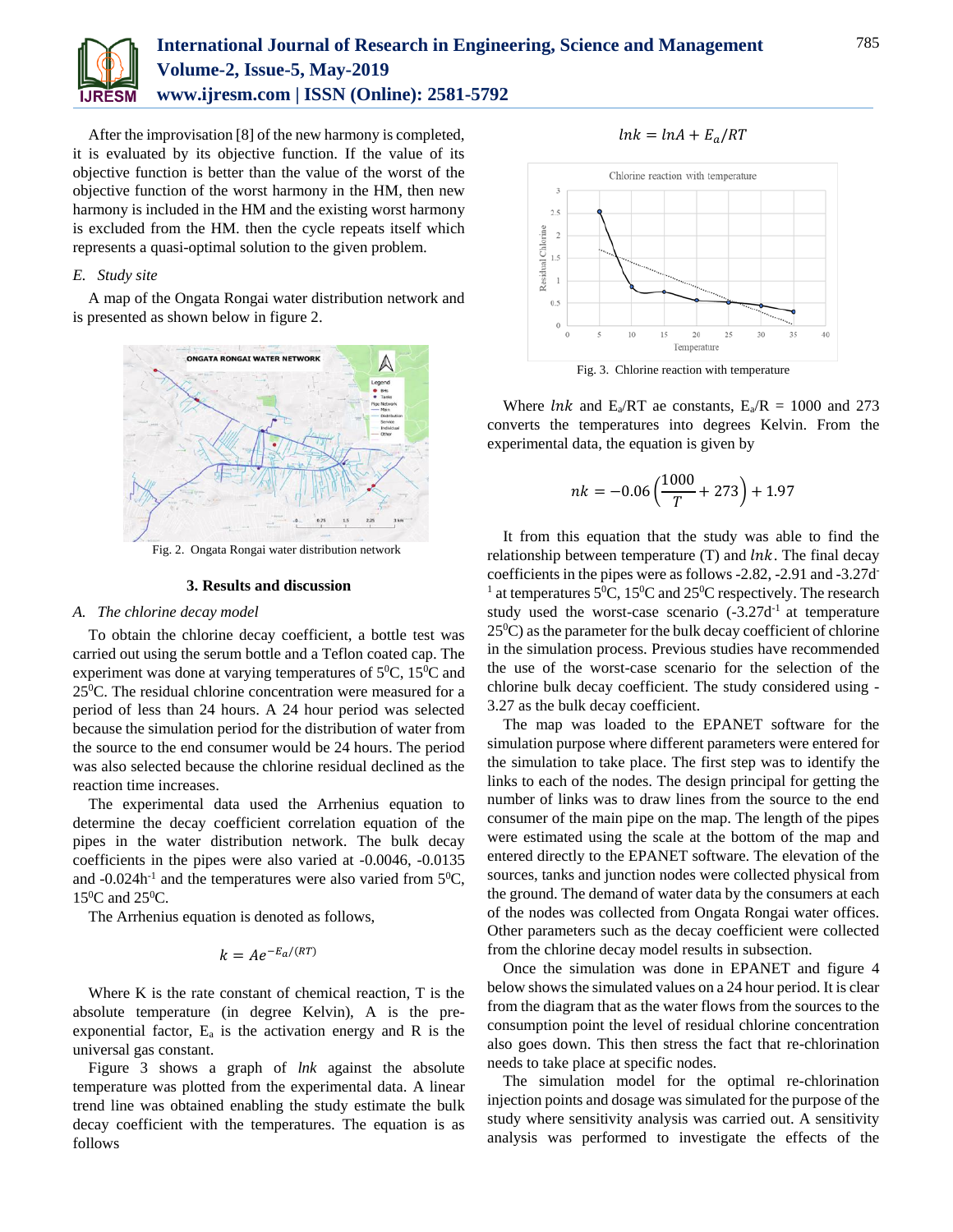After the improvisation [8] of the new harmony is completed, it is evaluated by its objective function. If the value of its objective function is better than the value of the worst of the objective function of the worst harmony in the HM, then new harmony is included in the HM and the existing worst harmony is excluded from the HM. then the cycle repeats itself which represents a quasi-optimal solution to the given problem.

### *E. Study site*

A map of the Ongata Rongai water distribution network and is presented as shown below in figure 2.

Fig. 2. Ongata Rongai water distribution network

## 3. Results and discussion

### *A. The chlorine decay model*

To obtain the chlorine decay coefficient, a bottle test was carried out using the serum bottle and a Teflon coated cap. The experiment was done at varying temperatures of $5^0$C, $15^0$C and $25^0$C. The residual chlorine concentration were measured for a period of less than 24 hours. A 24 hour period was selected because the simulation period for the distribution of water from the source to the end consumer would be 24 hours. The period was also selected because the chlorine residual declined as the reaction time increases.

The experimental data used the Arrhenius equation to determine the decay coefficient correlation equation of the pipes in the water distribution network. The bulk decay coefficients in the pipes were also varied at -0.0046, -0.0135 and -0.024$h^{-1}$ and the temperatures were also varied from $5^0$C, $15^0$C and $25^0$C.

The Arrhenius equation is denoted as follows,

$$k = Ae^{-E_a/(RT)}$$

Where K is the rate constant of chemical reaction, T is the absolute temperature (in degree Kelvin), A is the pre-exponential factor, $E_a$ is the activation energy and R is the universal gas constant.

Figure 3 shows a graph of *lnk* against the absolute temperature was plotted from the experimental data. A linear trend line was obtained enabling the study estimate the bulk decay coefficient with the temperatures. The equation is as follows

$$lnk = lnA + E_a/RT$$

Fig. 3. Chlorine reaction with temperature

Where $lnk$ and $E_a/RT$ ae constants, $E_a/R$ = 1000 and 273 converts the temperatures into degrees Kelvin. From the experimental data, the equation is given by

$$nk = -0.06\left(\frac{1000}{T} + 273\right) + 1.97$$

It from this equation that the study was able to find the relationship between temperature (T) and $lnk$. The final decay coefficients in the pipes were as follows -2.82, -2.91 and -3.27$d^{-1}$ at temperatures $5^0$C, $15^0$C and $25^0$C respectively. The research study used the worst-case scenario (-3.27$d^{-1}$ at temperature $25^0$C) as the parameter for the bulk decay coefficient of chlorine in the simulation process. Previous studies have recommended the use of the worst-case scenario for the selection of the chlorine bulk decay coefficient. The study considered using -3.27 as the bulk decay coefficient.

The map was loaded to the EPANET software for the simulation purpose where different parameters were entered for the simulation to take place. The first step was to identify the links to each of the nodes. The design principal for getting the number of links was to draw lines from the source to the end consumer of the main pipe on the map. The length of the pipes were estimated using the scale at the bottom of the map and entered directly to the EPANET software. The elevation of the sources, tanks and junction nodes were collected physical from the ground. The demand of water data by the consumers at each of the nodes was collected from Ongata Rongai water offices. Other parameters such as the decay coefficient were collected from the chlorine decay model results in subsection.

Once the simulation was done in EPANET and figure 4 below shows the simulated values on a 24 hour period. It is clear from the diagram that as the water flows from the sources to the consumption point the level of residual chlorine concentration also goes down. This then stress the fact that re-chlorination needs to take place at specific nodes.

The simulation model for the optimal re-chlorination injection points and dosage was simulated for the purpose of the study where sensitivity analysis was carried out. A sensitivity analysis was performed to investigate the effects of the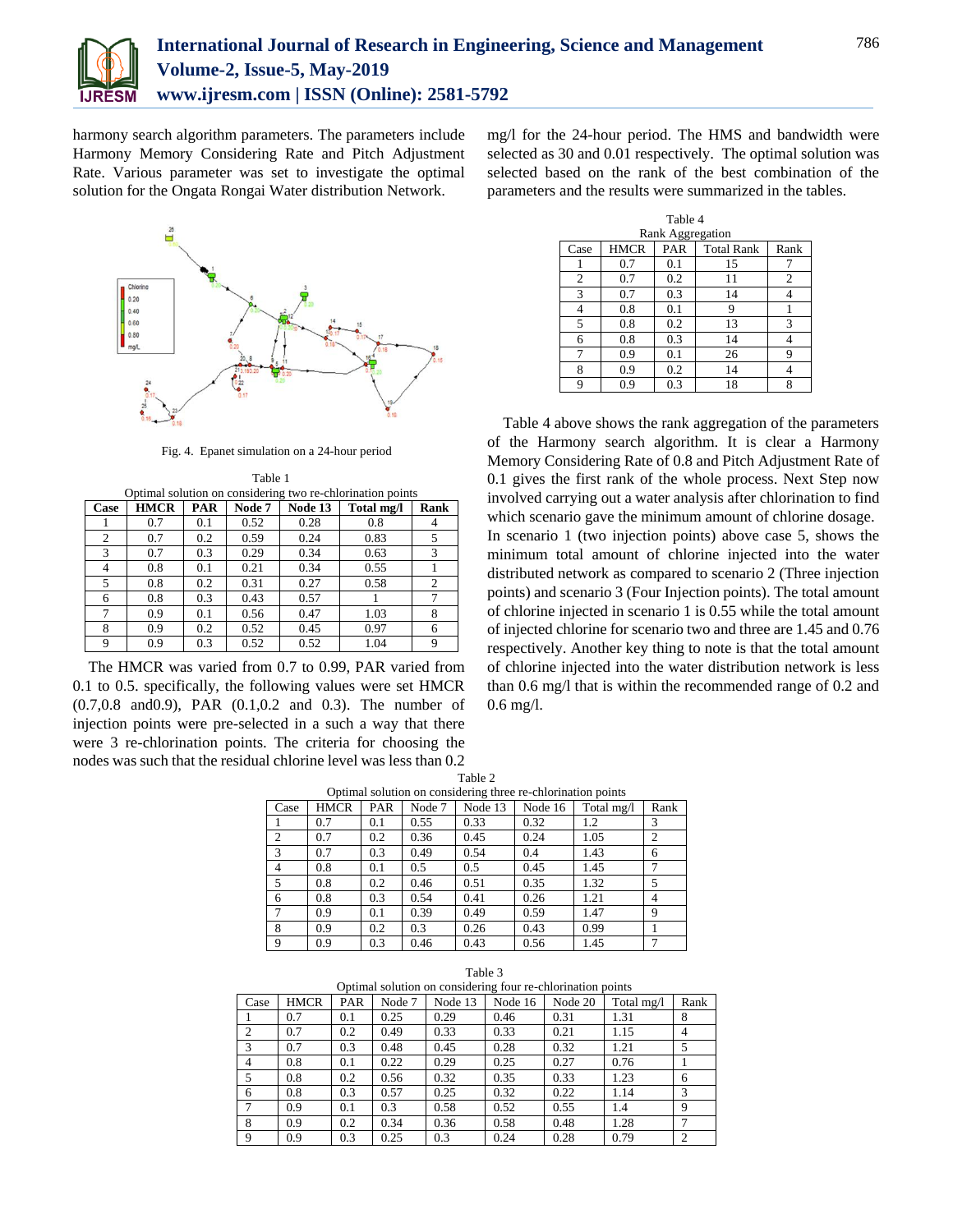harmony search algorithm parameters. The parameters include Harmony Memory Considering Rate and Pitch Adjustment Rate. Various parameter was set to investigate the optimal solution for the Ongata Rongai Water distribution Network.

Fig. 4. Epanet simulation on a 24-hour period

Table 1
Optimal solution on considering two re-chlorination points

| Case | HMCR | PAR | Node 7 | Node 13 | Total mg/l | Rank |
|---|---|---|---|---|---|---|
| 1 | 0.7 | 0.1 | 0.52 | 0.28 | 0.8 | 4 |
| 2 | 0.7 | 0.2 | 0.59 | 0.24 | 0.83 | 5 |
| 3 | 0.7 | 0.3 | 0.29 | 0.34 | 0.63 | 3 |
| 4 | 0.8 | 0.1 | 0.21 | 0.34 | 0.55 | 1 |
| 5 | 0.8 | 0.2 | 0.31 | 0.27 | 0.58 | 2 |
| 6 | 0.8 | 0.3 | 0.43 | 0.57 | 1 | 7 |
| 7 | 0.9 | 0.1 | 0.56 | 0.47 | 1.03 | 8 |
| 8 | 0.9 | 0.2 | 0.52 | 0.45 | 0.97 | 6 |
| 9 | 0.9 | 0.3 | 0.52 | 0.52 | 1.04 | 9 |

The HMCR was varied from 0.7 to 0.99, PAR varied from 0.1 to 0.5. specifically, the following values were set HMCR (0.7,0.8 and0.9), PAR (0.1,0.2 and 0.3). The number of injection points were pre-selected in a such a way that there were 3 re-chlorination points. The criteria for choosing the nodes was such that the residual chlorine level was less than 0.2 mg/l for the 24-hour period. The HMS and bandwidth were selected as 30 and 0.01 respectively. The optimal solution was selected based on the rank of the best combination of the parameters and the results were summarized in the tables.

Table 4
Rank Aggregation

| Case | HMCR | PAR | Total Rank | Rank |
|---|---|---|---|---|
| 1 | 0.7 | 0.1 | 15 | 7 |
| 2 | 0.7 | 0.2 | 11 | 2 |
| 3 | 0.7 | 0.3 | 14 | 4 |
| 4 | 0.8 | 0.1 | 9 | 1 |
| 5 | 0.8 | 0.2 | 13 | 3 |
| 6 | 0.8 | 0.3 | 14 | 4 |
| 7 | 0.9 | 0.1 | 26 | 9 |
| 8 | 0.9 | 0.2 | 14 | 4 |
| 9 | 0.9 | 0.3 | 18 | 8 |

Table 4 above shows the rank aggregation of the parameters of the Harmony search algorithm. It is clear a Harmony Memory Considering Rate of 0.8 and Pitch Adjustment Rate of 0.1 gives the first rank of the whole process. Next Step now involved carrying out a water analysis after chlorination to find which scenario gave the minimum amount of chlorine dosage. In scenario 1 (two injection points) above case 5, shows the minimum total amount of chlorine injected into the water distributed network as compared to scenario 2 (Three injection points) and scenario 3 (Four Injection points). The total amount of chlorine injected in scenario 1 is 0.55 while the total amount of injected chlorine for scenario two and three are 1.45 and 0.76 respectively. Another key thing to note is that the total amount of chlorine injected into the water distribution network is less than 0.6 mg/l that is within the recommended range of 0.2 and 0.6 mg/l.

Table 2
Optimal solution on considering three re-chlorination points

| Case | HMCR | PAR | Node 7 | Node 13 | Node 16 | Total mg/l | Rank |
|---|---|---|---|---|---|---|---|
| 1 | 0.7 | 0.1 | 0.55 | 0.33 | 0.32 | 1.2 | 3 |
| 2 | 0.7 | 0.2 | 0.36 | 0.45 | 0.24 | 1.05 | 2 |
| 3 | 0.7 | 0.3 | 0.49 | 0.54 | 0.4 | 1.43 | 6 |
| 4 | 0.8 | 0.1 | 0.5 | 0.5 | 0.45 | 1.45 | 7 |
| 5 | 0.8 | 0.2 | 0.46 | 0.51 | 0.35 | 1.32 | 5 |
| 6 | 0.8 | 0.3 | 0.54 | 0.41 | 0.26 | 1.21 | 4 |
| 7 | 0.9 | 0.1 | 0.39 | 0.49 | 0.59 | 1.47 | 9 |
| 8 | 0.9 | 0.2 | 0.3 | 0.26 | 0.43 | 0.99 | 1 |
| 9 | 0.9 | 0.3 | 0.46 | 0.43 | 0.56 | 1.45 | 7 |

Table 3
Optimal solution on considering four re-chlorination points

| Case | HMCR | PAR | Node 7 | Node 13 | Node 16 | Node 20 | Total mg/l | Rank |
|---|---|---|---|---|---|---|---|---|
| 1 | 0.7 | 0.1 | 0.25 | 0.29 | 0.46 | 0.31 | 1.31 | 8 |
| 2 | 0.7 | 0.2 | 0.49 | 0.33 | 0.33 | 0.21 | 1.15 | 4 |
| 3 | 0.7 | 0.3 | 0.48 | 0.45 | 0.28 | 0.32 | 1.21 | 5 |
| 4 | 0.8 | 0.1 | 0.22 | 0.29 | 0.25 | 0.27 | 0.76 | 1 |
| 5 | 0.8 | 0.2 | 0.56 | 0.32 | 0.35 | 0.33 | 1.23 | 6 |
| 6 | 0.8 | 0.3 | 0.57 | 0.25 | 0.32 | 0.22 | 1.14 | 3 |
| 7 | 0.9 | 0.1 | 0.3 | 0.58 | 0.52 | 0.55 | 1.4 | 9 |
| 8 | 0.9 | 0.2 | 0.34 | 0.36 | 0.58 | 0.48 | 1.28 | 7 |
| 9 | 0.9 | 0.3 | 0.25 | 0.3 | 0.24 | 0.28 | 0.79 | 2 |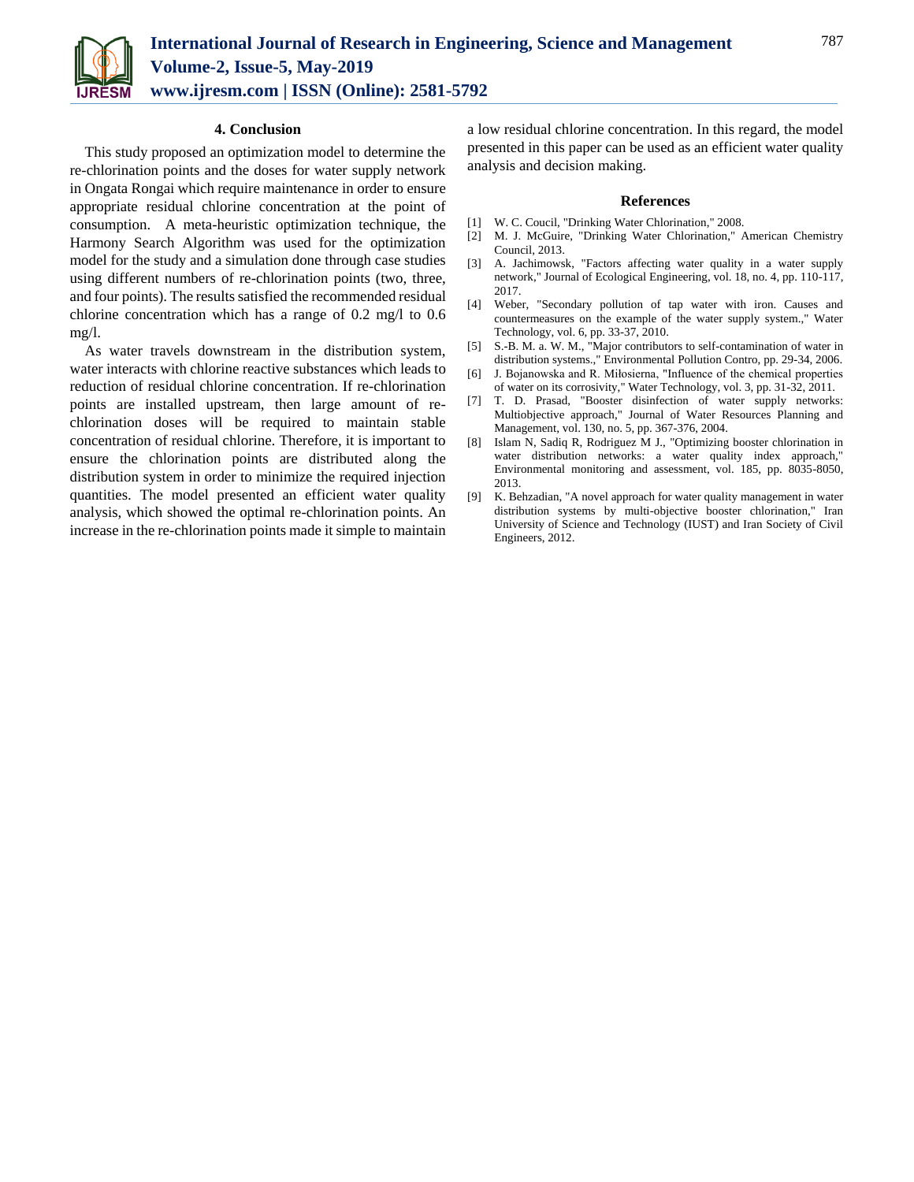## 4. Conclusion

This study proposed an optimization model to determine the re-chlorination points and the doses for water supply network in Ongata Rongai which require maintenance in order to ensure appropriate residual chlorine concentration at the point of consumption. A meta-heuristic optimization technique, the Harmony Search Algorithm was used for the optimization model for the study and a simulation done through case studies using different numbers of re-chlorination points (two, three, and four points). The results satisfied the recommended residual chlorine concentration which has a range of 0.2 mg/l to 0.6 mg/l.

As water travels downstream in the distribution system, water interacts with chlorine reactive substances which leads to reduction of residual chlorine concentration. If re-chlorination points are installed upstream, then large amount of re-chlorination doses will be required to maintain stable concentration of residual chlorine. Therefore, it is important to ensure the chlorination points are distributed along the distribution system in order to minimize the required injection quantities. The model presented an efficient water quality analysis, which showed the optimal re-chlorination points. An increase in the re-chlorination points made it simple to maintain a low residual chlorine concentration. In this regard, the model presented in this paper can be used as an efficient water quality analysis and decision making.

## References

[1] W. C. Coucil, "Drinking Water Chlorination," 2008.
[2] M. J. McGuire, "Drinking Water Chlorination," American Chemistry Council, 2013.
[3] A. Jachimowsk, "Factors affecting water quality in a water supply network," Journal of Ecological Engineering, vol. 18, no. 4, pp. 110-117, 2017.
[4] Weber, "Secondary pollution of tap water with iron. Causes and countermeasures on the example of the water supply system.," Water Technology, vol. 6, pp. 33-37, 2010.
[5] S.-B. M. a. W. M., "Major contributors to self-contamination of water in distribution systems.," Environmental Pollution Contro, pp. 29-34, 2006.
[6] J. Bojanowska and R. Miłosierna, "Influence of the chemical properties of water on its corrosivity," Water Technology, vol. 3, pp. 31-32, 2011.
[7] T. D. Prasad, "Booster disinfection of water supply networks: Multiobjective approach," Journal of Water Resources Planning and Management, vol. 130, no. 5, pp. 367-376, 2004.
[8] Islam N, Sadiq R, Rodriguez M J., "Optimizing booster chlorination in water distribution networks: a water quality index approach," Environmental monitoring and assessment, vol. 185, pp. 8035-8050, 2013.
[9] K. Behzadian, "A novel approach for water quality management in water distribution systems by multi-objective booster chlorination," Iran University of Science and Technology (IUST) and Iran Society of Civil Engineers, 2012.